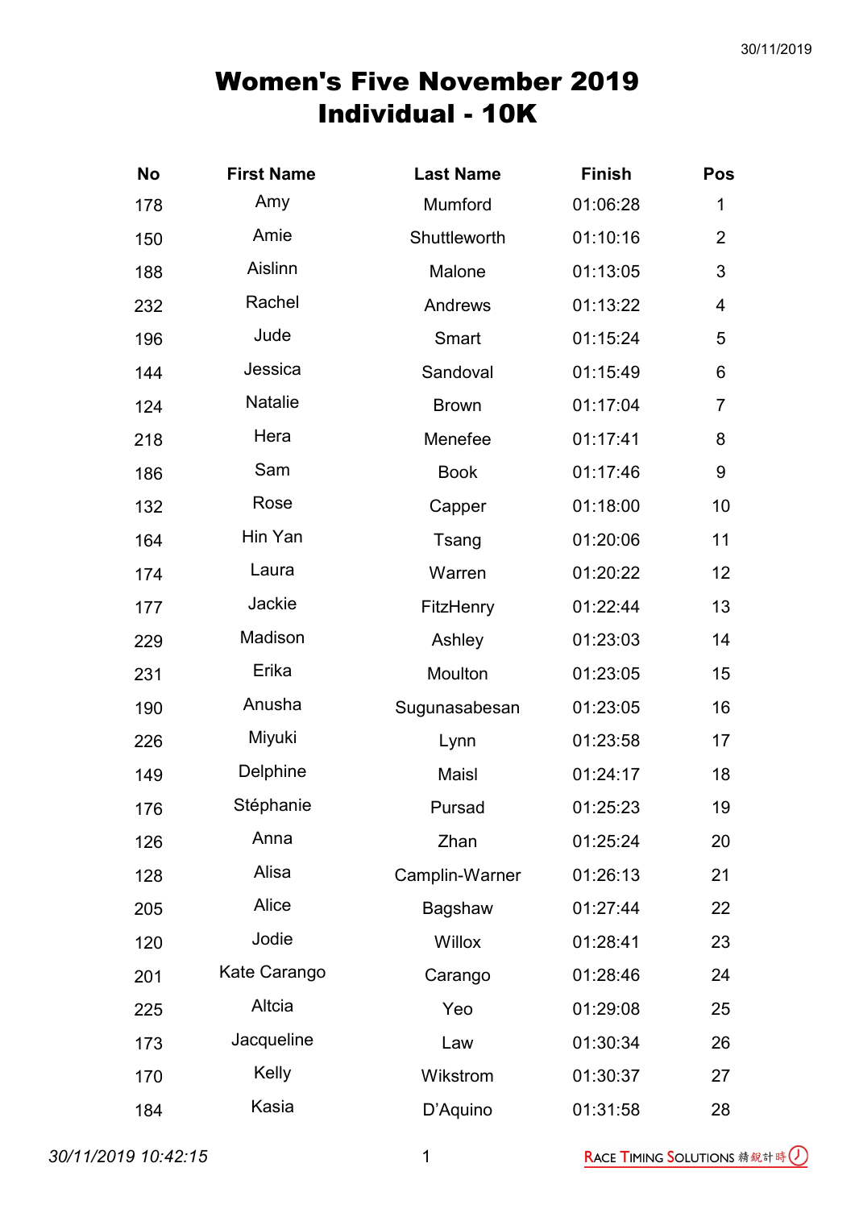# Women's Five November 2019
# Individual - 10K

| No | First Name | Last Name | Finish | Pos |
|---|---|---|---|---|
| 178 | Amy | Mumford | 01:06:28 | 1 |
| 150 | Amie | Shuttleworth | 01:10:16 | 2 |
| 188 | Aislinn | Malone | 01:13:05 | 3 |
| 232 | Rachel | Andrews | 01:13:22 | 4 |
| 196 | Jude | Smart | 01:15:24 | 5 |
| 144 | Jessica | Sandoval | 01:15:49 | 6 |
| 124 | Natalie | Brown | 01:17:04 | 7 |
| 218 | Hera | Menefee | 01:17:41 | 8 |
| 186 | Sam | Book | 01:17:46 | 9 |
| 132 | Rose | Capper | 01:18:00 | 10 |
| 164 | Hin Yan | Tsang | 01:20:06 | 11 |
| 174 | Laura | Warren | 01:20:22 | 12 |
| 177 | Jackie | FitzHenry | 01:22:44 | 13 |
| 229 | Madison | Ashley | 01:23:03 | 14 |
| 231 | Erika | Moulton | 01:23:05 | 15 |
| 190 | Anusha | Sugunasabesan | 01:23:05 | 16 |
| 226 | Miyuki | Lynn | 01:23:58 | 17 |
| 149 | Delphine | Maisl | 01:24:17 | 18 |
| 176 | Stéphanie | Pursad | 01:25:23 | 19 |
| 126 | Anna | Zhan | 01:25:24 | 20 |
| 128 | Alisa | Camplin-Warner | 01:26:13 | 21 |
| 205 | Alice | Bagshaw | 01:27:44 | 22 |
| 120 | Jodie | Willox | 01:28:41 | 23 |
| 201 | Kate Carango | Carango | 01:28:46 | 24 |
| 225 | Altcia | Yeo | 01:29:08 | 25 |
| 173 | Jacqueline | Law | 01:30:34 | 26 |
| 170 | Kelly | Wikstrom | 01:30:37 | 27 |
| 184 | Kasia | D'Aquino | 01:31:58 | 28 |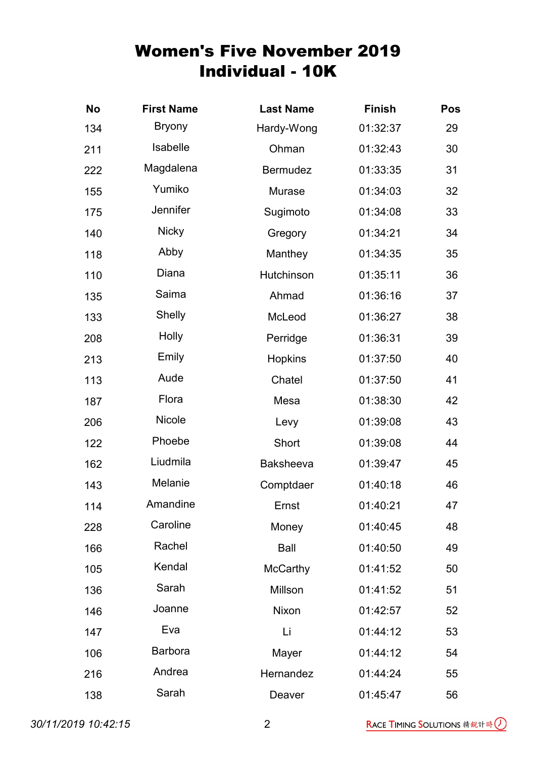# Women's Five November 2019
## Individual - 10K

| No | First Name | Last Name | Finish | Pos |
|---|---|---|---|---|
| 134 | Bryony | Hardy-Wong | 01:32:37 | 29 |
| 211 | Isabelle | Ohman | 01:32:43 | 30 |
| 222 | Magdalena | Bermudez | 01:33:35 | 31 |
| 155 | Yumiko | Murase | 01:34:03 | 32 |
| 175 | Jennifer | Sugimoto | 01:34:08 | 33 |
| 140 | Nicky | Gregory | 01:34:21 | 34 |
| 118 | Abby | Manthey | 01:34:35 | 35 |
| 110 | Diana | Hutchinson | 01:35:11 | 36 |
| 135 | Saima | Ahmad | 01:36:16 | 37 |
| 133 | Shelly | McLeod | 01:36:27 | 38 |
| 208 | Holly | Perridge | 01:36:31 | 39 |
| 213 | Emily | Hopkins | 01:37:50 | 40 |
| 113 | Aude | Chatel | 01:37:50 | 41 |
| 187 | Flora | Mesa | 01:38:30 | 42 |
| 206 | Nicole | Levy | 01:39:08 | 43 |
| 122 | Phoebe | Short | 01:39:08 | 44 |
| 162 | Liudmila | Baksheeva | 01:39:47 | 45 |
| 143 | Melanie | Comptdaer | 01:40:18 | 46 |
| 114 | Amandine | Ernst | 01:40:21 | 47 |
| 228 | Caroline | Money | 01:40:45 | 48 |
| 166 | Rachel | Ball | 01:40:50 | 49 |
| 105 | Kendal | McCarthy | 01:41:52 | 50 |
| 136 | Sarah | Millson | 01:41:52 | 51 |
| 146 | Joanne | Nixon | 01:42:57 | 52 |
| 147 | Eva | Li | 01:44:12 | 53 |
| 106 | Barbora | Mayer | 01:44:12 | 54 |
| 216 | Andrea | Hernandez | 01:44:24 | 55 |
| 138 | Sarah | Deaver | 01:45:47 | 56 |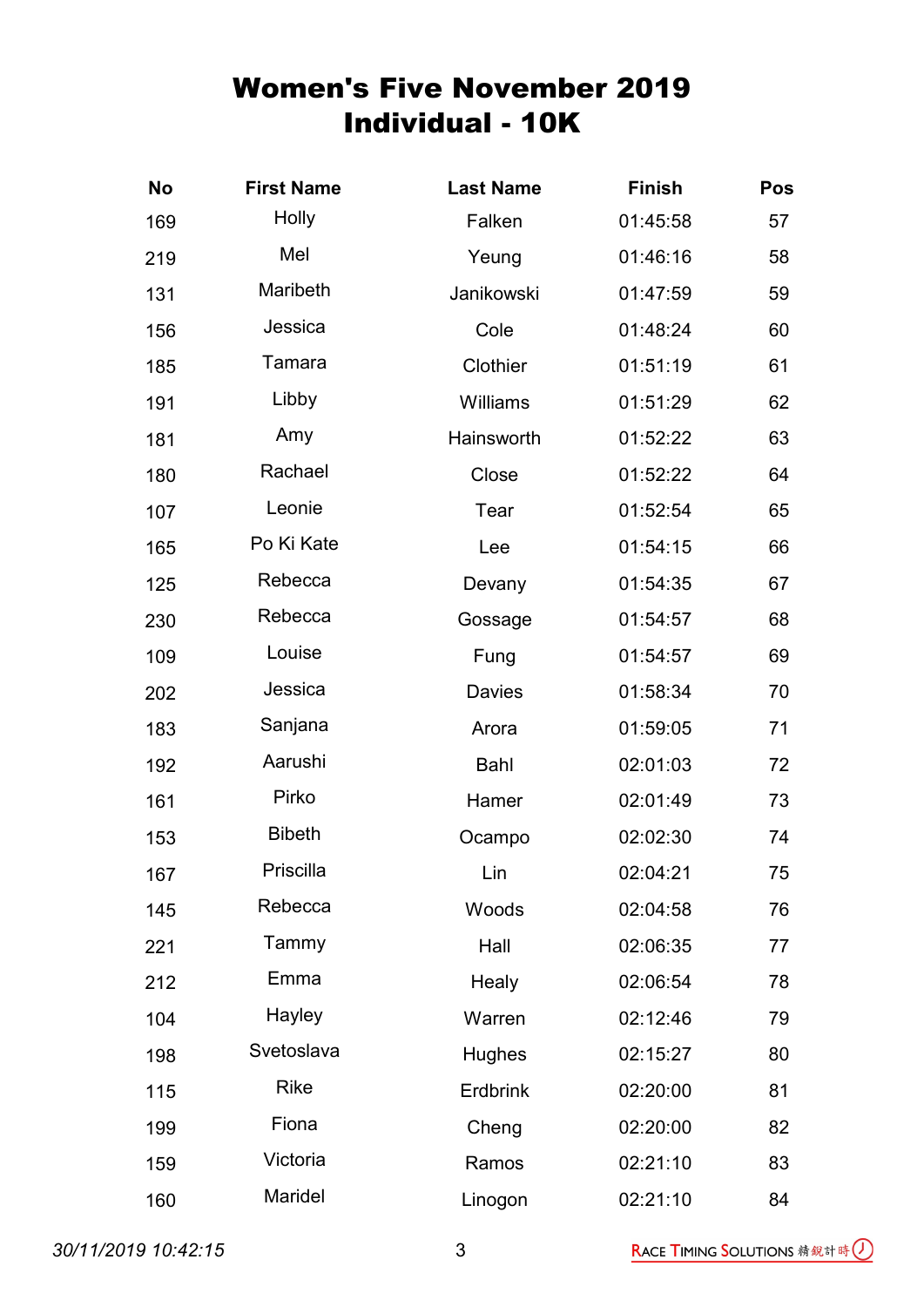# Women's Five November 2019
## Individual - 10K

| No | First Name | Last Name | Finish | Pos |
|---|---|---|---|---|
| 169 | Holly | Falken | 01:45:58 | 57 |
| 219 | Mel | Yeung | 01:46:16 | 58 |
| 131 | Maribeth | Janikowski | 01:47:59 | 59 |
| 156 | Jessica | Cole | 01:48:24 | 60 |
| 185 | Tamara | Clothier | 01:51:19 | 61 |
| 191 | Libby | Williams | 01:51:29 | 62 |
| 181 | Amy | Hainsworth | 01:52:22 | 63 |
| 180 | Rachael | Close | 01:52:22 | 64 |
| 107 | Leonie | Tear | 01:52:54 | 65 |
| 165 | Po Ki Kate | Lee | 01:54:15 | 66 |
| 125 | Rebecca | Devany | 01:54:35 | 67 |
| 230 | Rebecca | Gossage | 01:54:57 | 68 |
| 109 | Louise | Fung | 01:54:57 | 69 |
| 202 | Jessica | Davies | 01:58:34 | 70 |
| 183 | Sanjana | Arora | 01:59:05 | 71 |
| 192 | Aarushi | Bahl | 02:01:03 | 72 |
| 161 | Pirko | Hamer | 02:01:49 | 73 |
| 153 | Bibeth | Ocampo | 02:02:30 | 74 |
| 167 | Priscilla | Lin | 02:04:21 | 75 |
| 145 | Rebecca | Woods | 02:04:58 | 76 |
| 221 | Tammy | Hall | 02:06:35 | 77 |
| 212 | Emma | Healy | 02:06:54 | 78 |
| 104 | Hayley | Warren | 02:12:46 | 79 |
| 198 | Svetoslava | Hughes | 02:15:27 | 80 |
| 115 | Rike | Erdbrink | 02:20:00 | 81 |
| 199 | Fiona | Cheng | 02:20:00 | 82 |
| 159 | Victoria | Ramos | 02:21:10 | 83 |
| 160 | Maridel | Linogon | 02:21:10 | 84 |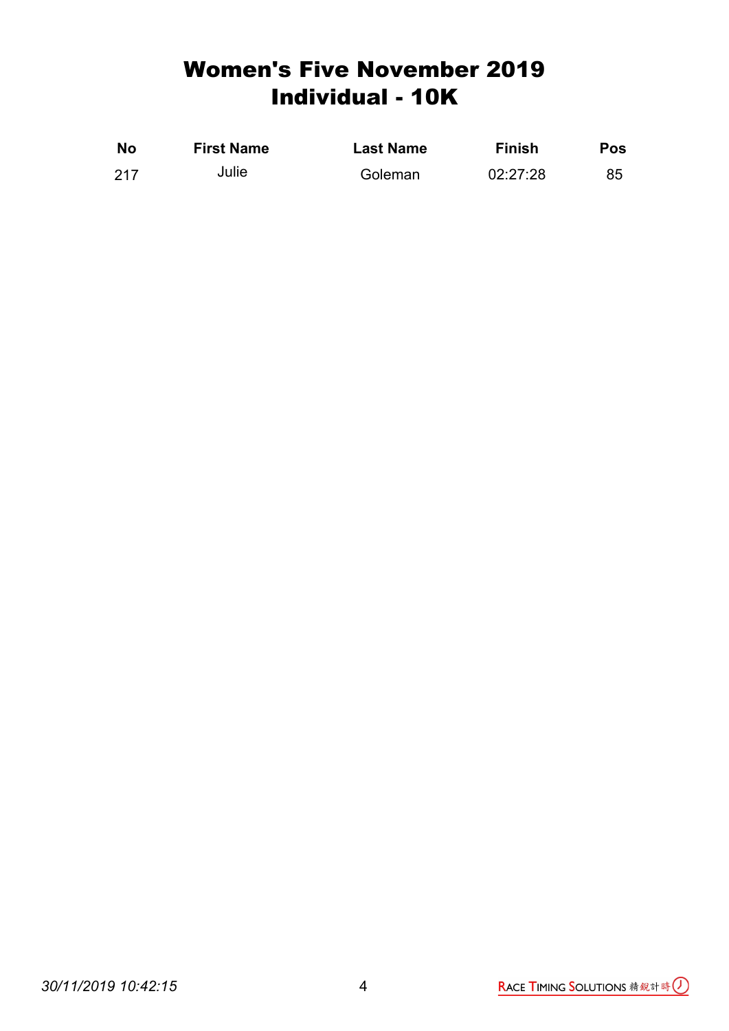# Women's Five November 2019
## Individual - 10K

| No | First Name | Last Name | Finish | Pos |
|---|---|---|---|---|
| 217 | Julie | Goleman | 02:27:28 | 85 |